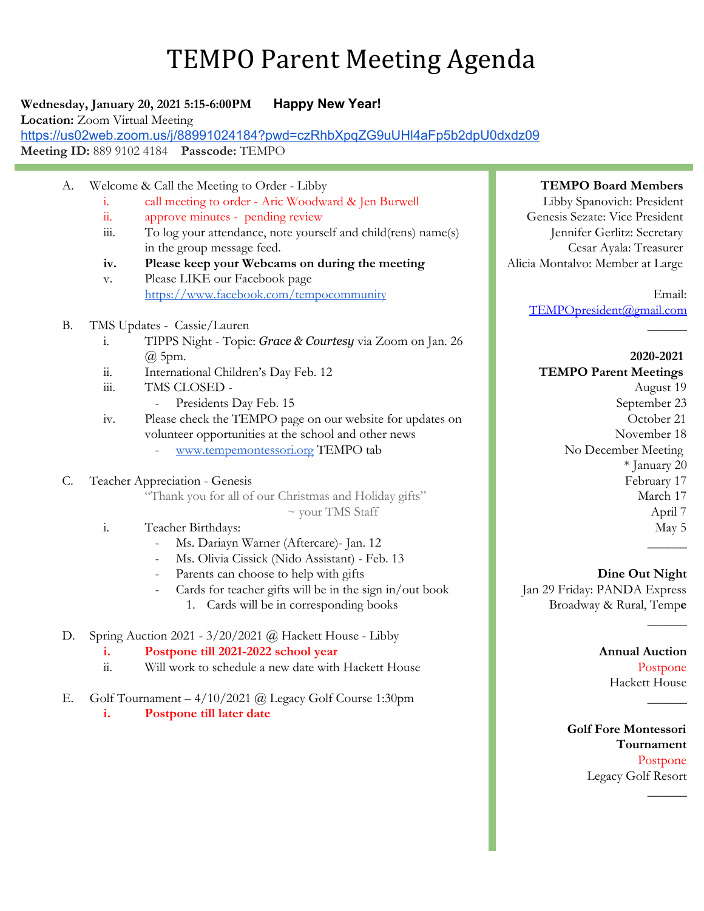# TEMPO Parent Meeting Agenda

**Wednesday, January 20, 2021 5:15-6:00PM** **Happy New Year!**
**Location:** Zoom Virtual Meeting
https://us02web.zoom.us/j/88991024184?pwd=czRhbXpqZG9uUHl4aFp5b2dpU0dxdz09
**Meeting ID:** 889 9102 4184 **Passcode:** TEMPO

A. Welcome & Call the Meeting to Order - Libby
   i. call meeting to order - Aric Woodward & Jen Burwell
   ii. approve minutes - pending review
   iii. To log your attendance, note yourself and child(rens) name(s) in the group message feed.
   **iv. Please keep your Webcams on during the meeting**
   v. Please LIKE our Facebook page https://www.facebook.com/tempocommunity

B. TMS Updates - Cassie/Lauren
   i. TIPPS Night - Topic: ***Grace & Courtesy*** via Zoom on Jan. 26 @ 5pm.
   ii. International Children's Day Feb. 12
   iii. TMS CLOSED -
      - Presidents Day Feb. 15
   iv. Please check the TEMPO page on our website for updates on volunteer opportunities at the school and other news
      - www.tempemontessori.org TEMPO tab

C. Teacher Appreciation - Genesis
   "Thank you for all of our Christmas and Holiday gifts"
   ~ your TMS Staff
   i. Teacher Birthdays:
      - Ms. Dariayn Warner (Aftercare)- Jan. 12
      - Ms. Olivia Cissick (Nido Assistant) - Feb. 13
      - Parents can choose to help with gifts
      - Cards for teacher gifts will be in the sign in/out book
         1. Cards will be in corresponding books

D. Spring Auction 2021 - 3/20/2021 @ Hackett House - Libby
   **i. Postpone till 2021-2022 school year**
   ii. Will work to schedule a new date with Hackett House

E. Golf Tournament – 4/10/2021 @ Legacy Golf Course 1:30pm
   **i. Postpone till later date**

---

**TEMPO Board Members**
Libby Spanovich: President
Genesis Sezate: Vice President
Jennifer Gerlitz: Secretary
Cesar Ayala: Treasurer
Alicia Montalvo: Member at Large

Email: TEMPOpresident@gmail.com

**2020-2021 TEMPO Parent Meetings**
August 19
September 23
October 21
November 18
No December Meeting
* January 20
February 17
March 17
April 7
May 5

**Dine Out Night**
Jan 29 Friday: PANDA Express
Broadway & Rural, Tempe

**Annual Auction**
Postpone
Hackett House

**Golf Fore Montessori Tournament**
Postpone
Legacy Golf Resort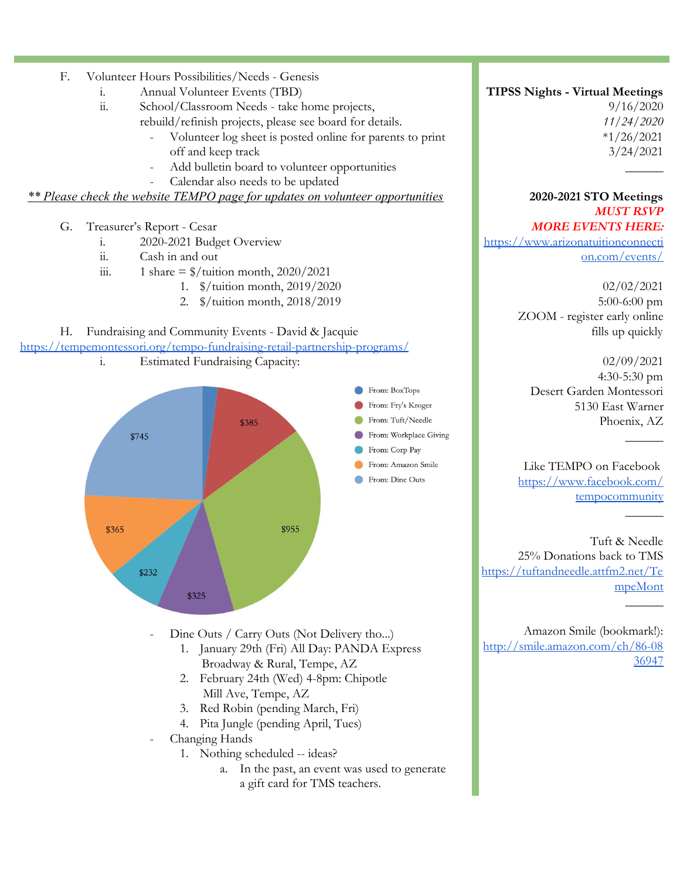F. Volunteer Hours Possibilities/Needs - Genesis
   i. Annual Volunteer Events (TBD)
   ii. School/Classroom Needs - take home projects, rebuild/refinish projects, please see board for details.
      - Volunteer log sheet is posted online for parents to print off and keep track
      - Add bulletin board to volunteer opportunities
      - Calendar also needs to be updated

*\*\* Please check the website TEMPO page for updates on volunteer opportunities*

G. Treasurer's Report - Cesar
   i. 2020-2021 Budget Overview
   ii. Cash in and out
   iii. 1 share = $/tuition month, 2020/2021
      1. $/tuition month, 2019/2020
      2. $/tuition month, 2018/2019

H. Fundraising and Community Events - David & Jacquie

https://tempemontessori.org/tempo-fundraising-retail-partnership-programs/

   i. Estimated Fundraising Capacity:

From: BoxTops
From: Fry's Kroger
From: Tuft/Needle
From: Workplace Giving
From: Corp Pay
From: Amazon Smile
From: Dine Outs

$385
$955
$325
$232
$365
$745

- Dine Outs / Carry Outs (Not Delivery tho...)
   1. January 29th (Fri) All Day: PANDA Express Broadway & Rural, Tempe, AZ
   2. February 24th (Wed) 4-8pm: Chipotle Mill Ave, Tempe, AZ
   3. Red Robin (pending March, Fri)
   4. Pita Jungle (pending April, Tues)
- Changing Hands
   1. Nothing scheduled -- ideas?
      a. In the past, an event was used to generate a gift card for TMS teachers.

**TIPSS Nights - Virtual Meetings**

9/16/2020
*11/24/2020*
*1/26/2021
3/24/2021

---

**2020-2021 STO Meetings**

***MUST RSVP***

***MORE EVENTS HERE:***

https://www.arizonatuitionconnection.com/events/

02/02/2021
5:00-6:00 pm
ZOOM - register early online fills up quickly

02/09/2021
4:30-5:30 pm
Desert Garden Montessori
5130 East Warner
Phoenix, AZ

---

Like TEMPO on Facebook
https://www.facebook.com/tempocommunity

---

Tuft & Needle
25% Donations back to TMS
https://tuftandneedle.attfm2.net/TempeMont

---

Amazon Smile (bookmark!):
http://smile.amazon.com/ch/86-0836947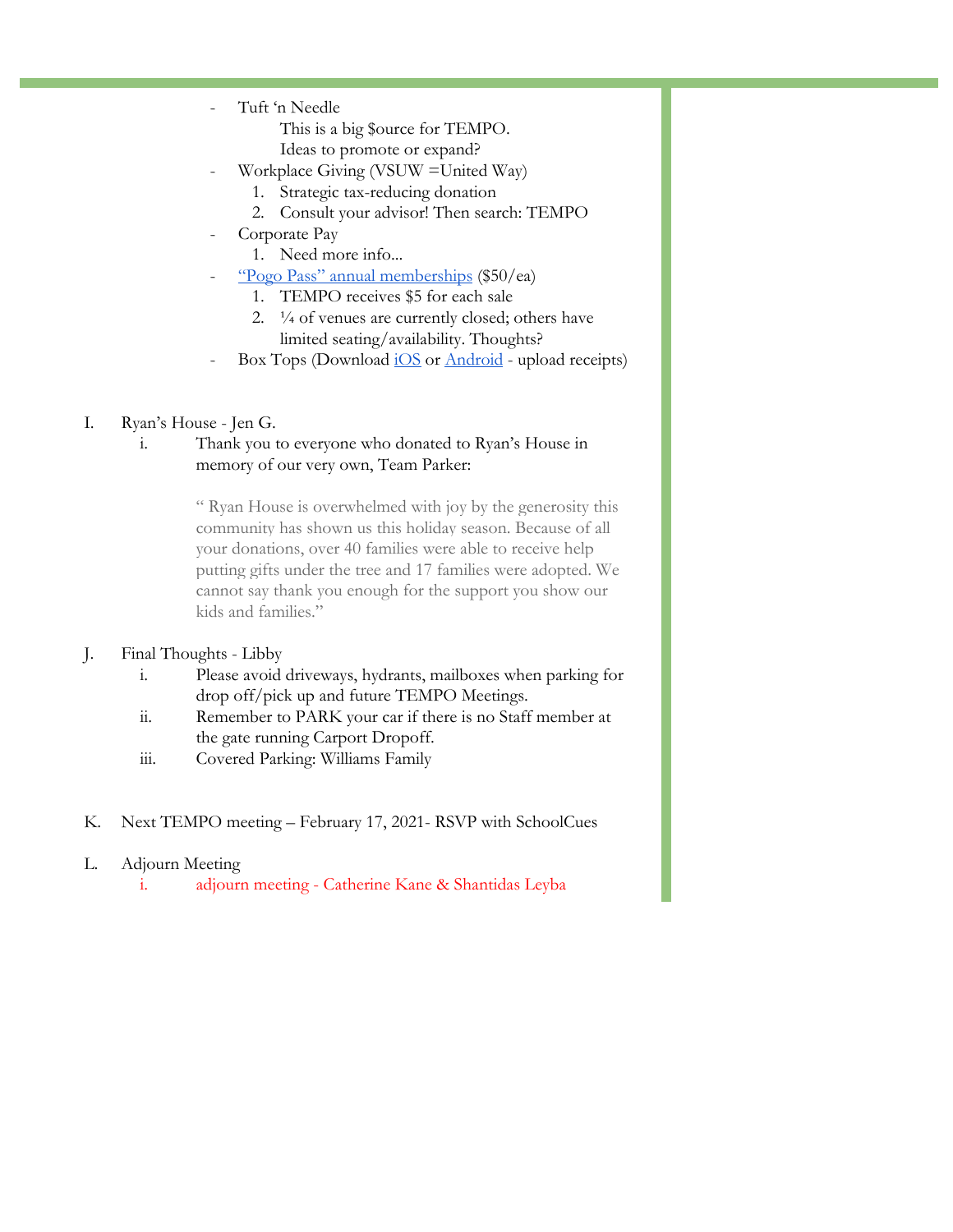- Tuft 'n Needle
  This is a big $ource for TEMPO.
  Ideas to promote or expand?
- Workplace Giving (VSUW =United Way)
  1. Strategic tax-reducing donation
  2. Consult your advisor! Then search: TEMPO
- Corporate Pay
  1. Need more info...
- "Pogo Pass" annual memberships ($50/ea)
  1. TEMPO receives $5 for each sale
  2. ¼ of venues are currently closed; others have limited seating/availability. Thoughts?
- Box Tops (Download iOS or Android - upload receipts)

I. Ryan's House - Jen G.
   i. Thank you to everyone who donated to Ryan's House in memory of our very own, Team Parker:

      " Ryan House is overwhelmed with joy by the generosity this community has shown us this holiday season. Because of all your donations, over 40 families were able to receive help putting gifts under the tree and 17 families were adopted. We cannot say thank you enough for the support you show our kids and families."

J. Final Thoughts - Libby
   i. Please avoid driveways, hydrants, mailboxes when parking for drop off/pick up and future TEMPO Meetings.
   ii. Remember to PARK your car if there is no Staff member at the gate running Carport Dropoff.
   iii. Covered Parking: Williams Family

K. Next TEMPO meeting – February 17, 2021- RSVP with SchoolCues

L. Adjourn Meeting
   i. adjourn meeting - Catherine Kane & Shantidas Leyba